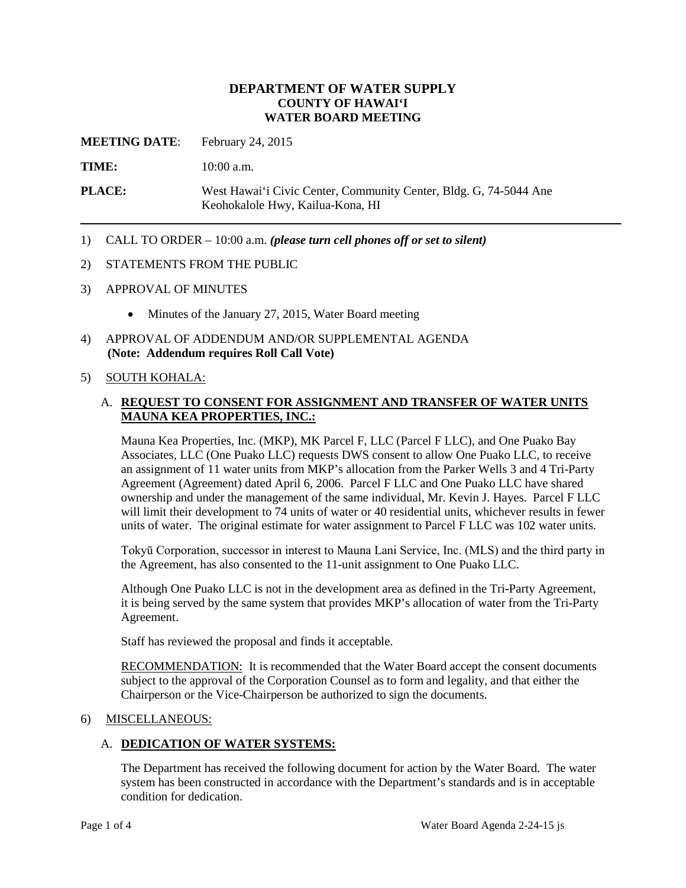# DEPARTMENT OF WATER SUPPLY
## COUNTY OF HAWAIʻI
## WATER BOARD MEETING

**MEETING DATE**: February 24, 2015

**TIME:** 10:00 a.m.

**PLACE:** West Hawaiʻi Civic Center, Community Center, Bldg. G, 74-5044 Ane Keohokalole Hwy, Kailua-Kona, HI

---

1) CALL TO ORDER – 10:00 a.m. ***(please turn cell phones off or set to silent)***

2) STATEMENTS FROM THE PUBLIC

3) APPROVAL OF MINUTES

   - Minutes of the January 27, 2015, Water Board meeting

4) APPROVAL OF ADDENDUM AND/OR SUPPLEMENTAL AGENDA
   **(Note: Addendum requires Roll Call Vote)**

5) <u>SOUTH KOHALA:</u>

   A. **<u>REQUEST TO CONSENT FOR ASSIGNMENT AND TRANSFER OF WATER UNITS MAUNA KEA PROPERTIES, INC.:</u>**

   Mauna Kea Properties, Inc. (MKP), MK Parcel F, LLC (Parcel F LLC), and One Puako Bay Associates, LLC (One Puako LLC) requests DWS consent to allow One Puako LLC, to receive an assignment of 11 water units from MKP's allocation from the Parker Wells 3 and 4 Tri-Party Agreement (Agreement) dated April 6, 2006. Parcel F LLC and One Puako LLC have shared ownership and under the management of the same individual, Mr. Kevin J. Hayes. Parcel F LLC will limit their development to 74 units of water or 40 residential units, whichever results in fewer units of water. The original estimate for water assignment to Parcel F LLC was 102 water units.

   Tokyū Corporation, successor in interest to Mauna Lani Service, Inc. (MLS) and the third party in the Agreement, has also consented to the 11-unit assignment to One Puako LLC.

   Although One Puako LLC is not in the development area as defined in the Tri-Party Agreement, it is being served by the same system that provides MKP's allocation of water from the Tri-Party Agreement.

   Staff has reviewed the proposal and finds it acceptable.

   <u>RECOMMENDATION:</u> It is recommended that the Water Board accept the consent documents subject to the approval of the Corporation Counsel as to form and legality, and that either the Chairperson or the Vice-Chairperson be authorized to sign the documents.

6) <u>MISCELLANEOUS:</u>

   A. **<u>DEDICATION OF WATER SYSTEMS:</u>**

   The Department has received the following document for action by the Water Board. The water system has been constructed in accordance with the Department's standards and is in acceptable condition for dedication.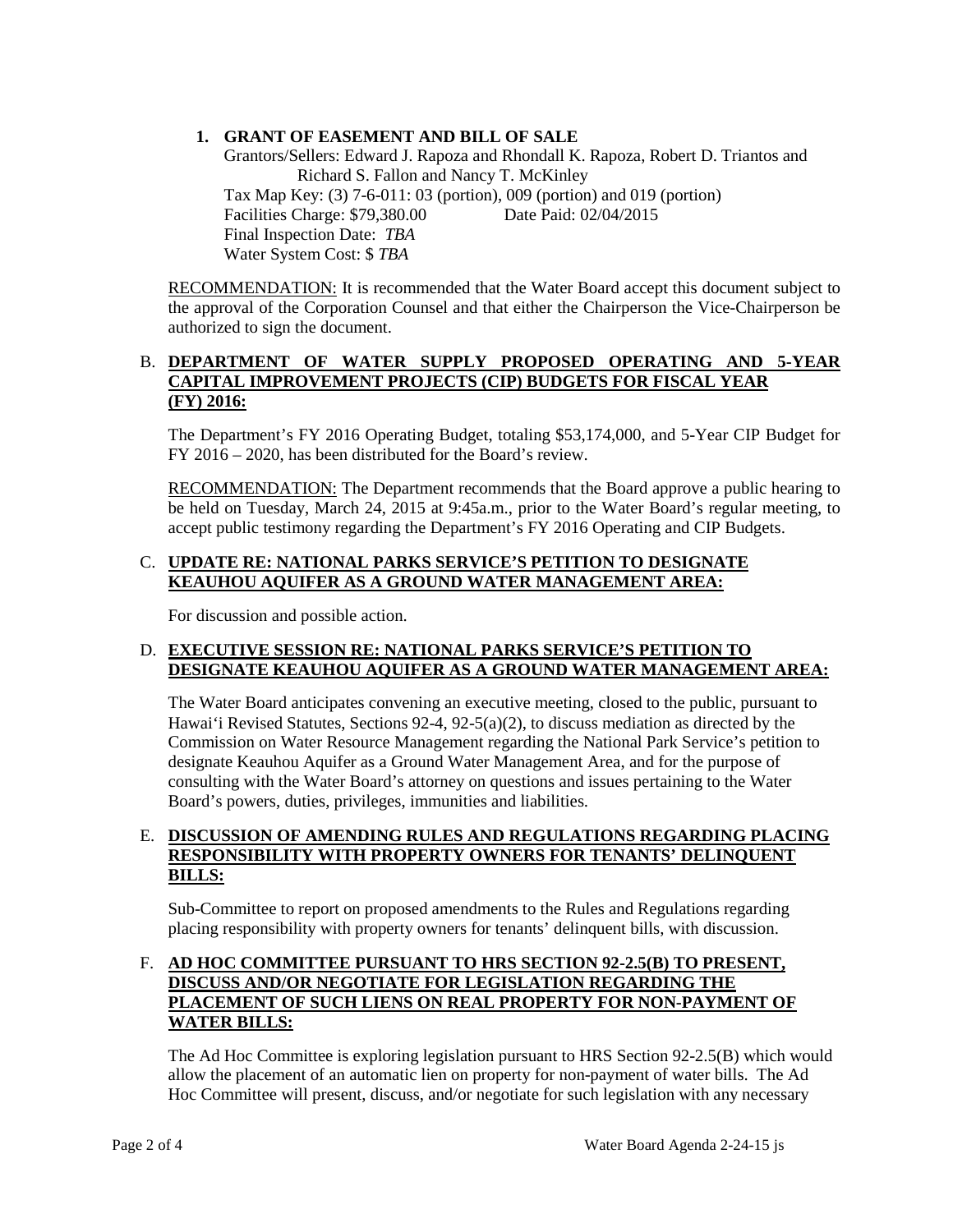1. **GRANT OF EASEMENT AND BILL OF SALE**

   Grantors/Sellers: Edward J. Rapoza and Rhondall K. Rapoza, Robert D. Triantos and Richard S. Fallon and Nancy T. McKinley
   Tax Map Key: (3) 7-6-011: 03 (portion), 009 (portion) and 019 (portion)
   Facilities Charge: $79,380.00 Date Paid: 02/04/2015
   Final Inspection Date: *TBA*
   Water System Cost: $ *TBA*

RECOMMENDATION: It is recommended that the Water Board accept this document subject to the approval of the Corporation Counsel and that either the Chairperson the Vice-Chairperson be authorized to sign the document.

B. **DEPARTMENT OF WATER SUPPLY PROPOSED OPERATING AND 5-YEAR CAPITAL IMPROVEMENT PROJECTS (CIP) BUDGETS FOR FISCAL YEAR (FY) 2016:**

The Department's FY 2016 Operating Budget, totaling $53,174,000, and 5-Year CIP Budget for FY 2016 – 2020, has been distributed for the Board's review.

RECOMMENDATION: The Department recommends that the Board approve a public hearing to be held on Tuesday, March 24, 2015 at 9:45a.m., prior to the Water Board's regular meeting, to accept public testimony regarding the Department's FY 2016 Operating and CIP Budgets.

C. **UPDATE RE: NATIONAL PARKS SERVICE'S PETITION TO DESIGNATE KEAUHOU AQUIFER AS A GROUND WATER MANAGEMENT AREA:**

For discussion and possible action.

D. **EXECUTIVE SESSION RE: NATIONAL PARKS SERVICE'S PETITION TO DESIGNATE KEAUHOU AQUIFER AS A GROUND WATER MANAGEMENT AREA:**

The Water Board anticipates convening an executive meeting, closed to the public, pursuant to Hawaiʻi Revised Statutes, Sections 92-4, 92-5(a)(2), to discuss mediation as directed by the Commission on Water Resource Management regarding the National Park Service's petition to designate Keauhou Aquifer as a Ground Water Management Area, and for the purpose of consulting with the Water Board's attorney on questions and issues pertaining to the Water Board's powers, duties, privileges, immunities and liabilities.

E. **DISCUSSION OF AMENDING RULES AND REGULATIONS REGARDING PLACING RESPONSIBILITY WITH PROPERTY OWNERS FOR TENANTS' DELINQUENT BILLS:**

Sub-Committee to report on proposed amendments to the Rules and Regulations regarding placing responsibility with property owners for tenants' delinquent bills, with discussion.

F. **AD HOC COMMITTEE PURSUANT TO HRS SECTION 92-2.5(B) TO PRESENT, DISCUSS AND/OR NEGOTIATE FOR LEGISLATION REGARDING THE PLACEMENT OF SUCH LIENS ON REAL PROPERTY FOR NON-PAYMENT OF WATER BILLS:**

The Ad Hoc Committee is exploring legislation pursuant to HRS Section 92-2.5(B) which would allow the placement of an automatic lien on property for non-payment of water bills. The Ad Hoc Committee will present, discuss, and/or negotiate for such legislation with any necessary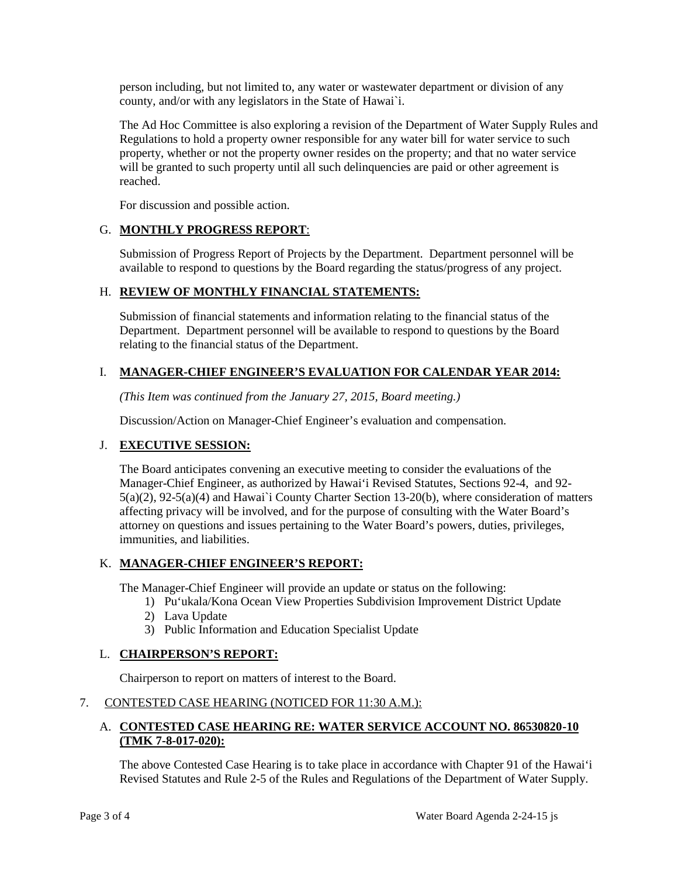person including, but not limited to, any water or wastewater department or division of any county, and/or with any legislators in the State of Hawai`i.

The Ad Hoc Committee is also exploring a revision of the Department of Water Supply Rules and Regulations to hold a property owner responsible for any water bill for water service to such property, whether or not the property owner resides on the property; and that no water service will be granted to such property until all such delinquencies are paid or other agreement is reached.

For discussion and possible action.

G. **MONTHLY PROGRESS REPORT**:

Submission of Progress Report of Projects by the Department. Department personnel will be available to respond to questions by the Board regarding the status/progress of any project.

H. **REVIEW OF MONTHLY FINANCIAL STATEMENTS:**

Submission of financial statements and information relating to the financial status of the Department. Department personnel will be available to respond to questions by the Board relating to the financial status of the Department.

I. **MANAGER-CHIEF ENGINEER'S EVALUATION FOR CALENDAR YEAR 2014:**

*(This Item was continued from the January 27, 2015, Board meeting.)*

Discussion/Action on Manager-Chief Engineer's evaluation and compensation.

J. **EXECUTIVE SESSION:**

The Board anticipates convening an executive meeting to consider the evaluations of the Manager-Chief Engineer, as authorized by Hawai'i Revised Statutes, Sections 92-4, and 92-5(a)(2), 92-5(a)(4) and Hawai`i County Charter Section 13-20(b), where consideration of matters affecting privacy will be involved, and for the purpose of consulting with the Water Board's attorney on questions and issues pertaining to the Water Board's powers, duties, privileges, immunities, and liabilities.

K. **MANAGER-CHIEF ENGINEER'S REPORT:**

The Manager-Chief Engineer will provide an update or status on the following:

1) Pu'ukala/Kona Ocean View Properties Subdivision Improvement District Update
2) Lava Update
3) Public Information and Education Specialist Update

L. **CHAIRPERSON'S REPORT:**

Chairperson to report on matters of interest to the Board.

7. CONTESTED CASE HEARING (NOTICED FOR 11:30 A.M.):

A. **CONTESTED CASE HEARING RE: WATER SERVICE ACCOUNT NO. 86530820-10 (TMK 7-8-017-020):**

The above Contested Case Hearing is to take place in accordance with Chapter 91 of the Hawai'i Revised Statutes and Rule 2-5 of the Rules and Regulations of the Department of Water Supply.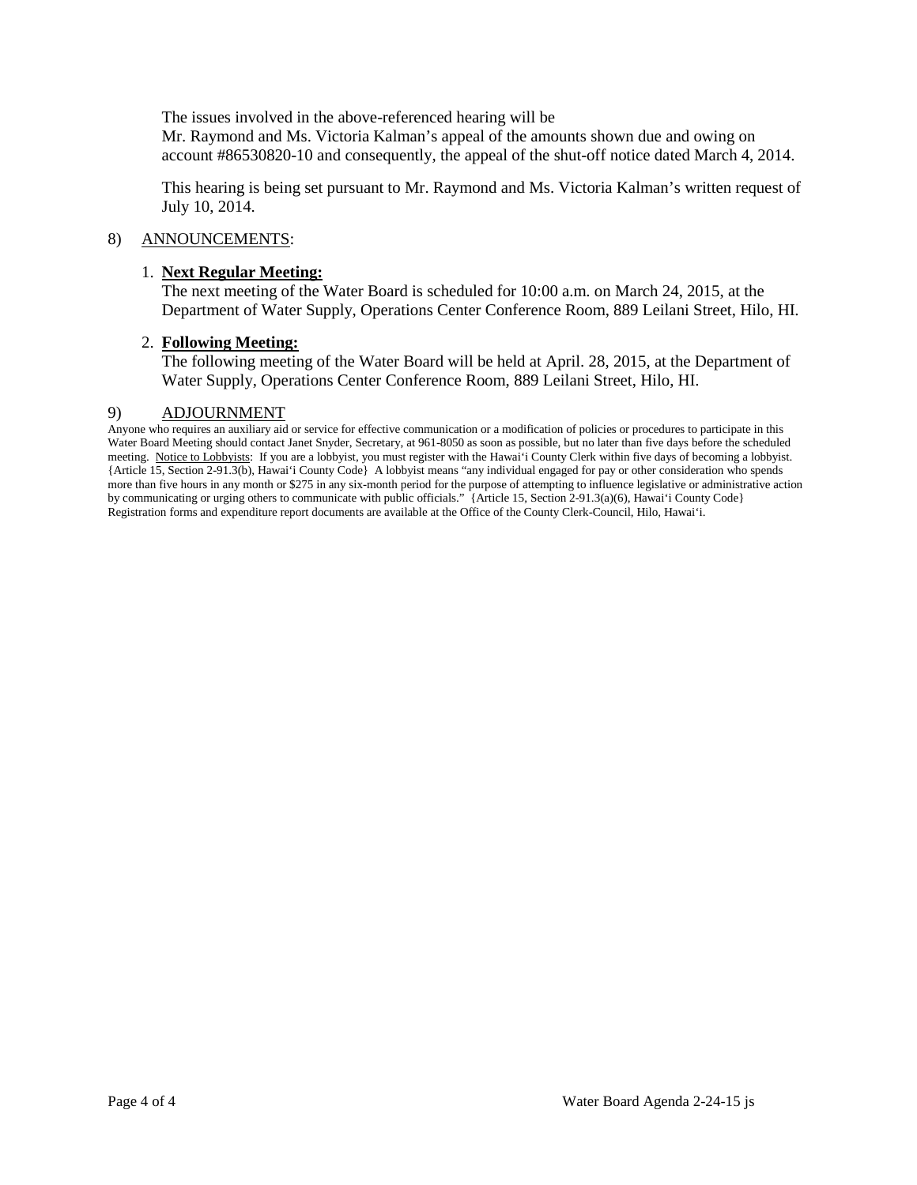The issues involved in the above-referenced hearing will be
Mr. Raymond and Ms. Victoria Kalman's appeal of the amounts shown due and owing on account #86530820-10 and consequently, the appeal of the shut-off notice dated March 4, 2014.

This hearing is being set pursuant to Mr. Raymond and Ms. Victoria Kalman's written request of July 10, 2014.

8) ANNOUNCEMENTS:

1. **Next Regular Meeting:**
   The next meeting of the Water Board is scheduled for 10:00 a.m. on March 24, 2015, at the Department of Water Supply, Operations Center Conference Room, 889 Leilani Street, Hilo, HI.

2. **Following Meeting:**
   The following meeting of the Water Board will be held at April. 28, 2015, at the Department of Water Supply, Operations Center Conference Room, 889 Leilani Street, Hilo, HI.

9) ADJOURNMENT

Anyone who requires an auxiliary aid or service for effective communication or a modification of policies or procedures to participate in this Water Board Meeting should contact Janet Snyder, Secretary, at 961-8050 as soon as possible, but no later than five days before the scheduled meeting. Notice to Lobbyists: If you are a lobbyist, you must register with the Hawai'i County Clerk within five days of becoming a lobbyist. {Article 15, Section 2-91.3(b), Hawai'i County Code} A lobbyist means "any individual engaged for pay or other consideration who spends more than five hours in any month or $275 in any six-month period for the purpose of attempting to influence legislative or administrative action by communicating or urging others to communicate with public officials." {Article 15, Section 2-91.3(a)(6), Hawai'i County Code} Registration forms and expenditure report documents are available at the Office of the County Clerk-Council, Hilo, Hawai'i.